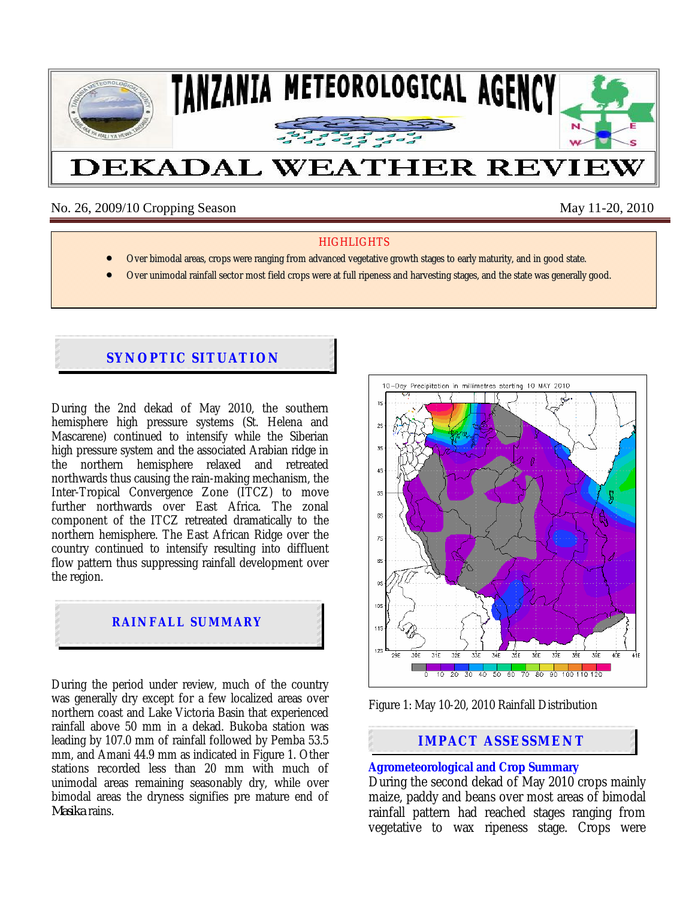# TANZANIA METEOROLOGICAL AGENCY

# DEKADAL WEATHER REVIEW

No. 26, 2009/10 Cropping Season May 11-20, 2010

**HIGHLIGHTS**

- Over bimodal areas, crops were ranging from advanced vegetative growth stages to early maturity, and in good state.
- Over unimodal rainfall sector most field crops were at full ripeness and harvesting stages, and the state was generally good.

## SYNOPTIC SITUATION

During the 2nd dekad of May 2010, the southern hemisphere high pressure systems (St. Helena and Mascarene) continued to intensify while the Siberian high pressure system and the associated Arabian ridge in the northern hemisphere relaxed and retreated northwards thus causing the rain-making mechanism, the Inter-Tropical Convergence Zone (ITCZ) to move further northwards over East Africa. The zonal component of the ITCZ retreated dramatically to the northern hemisphere. The East African Ridge over the country continued to intensify resulting into diffluent flow pattern thus suppressing rainfall development over the region.

## RAINFALL SUMMARY

During the period under review, much of the country was generally dry except for a few localized areas over northern coast and Lake Victoria Basin that experienced rainfall above 50 mm in a dekad. Bukoba station was leading by 107.0 mm of rainfall followed by Pemba 53.5 mm, and Amani 44.9 mm as indicated in Figure 1. Other stations recorded less than 20 mm with much of unimodal areas remaining seasonably dry, while over bimodal areas the dryness signifies pre mature end of *Masika* rains.

Figure 1: May 10-20, 2010 Rainfall Distribution

## IMPACT ASSESSMENT

### Agrometeorological and Crop Summary

During the second dekad of May 2010 crops mainly maize, paddy and beans over most areas of bimodal rainfall pattern had reached stages ranging from vegetative to wax ripeness stage. Crops were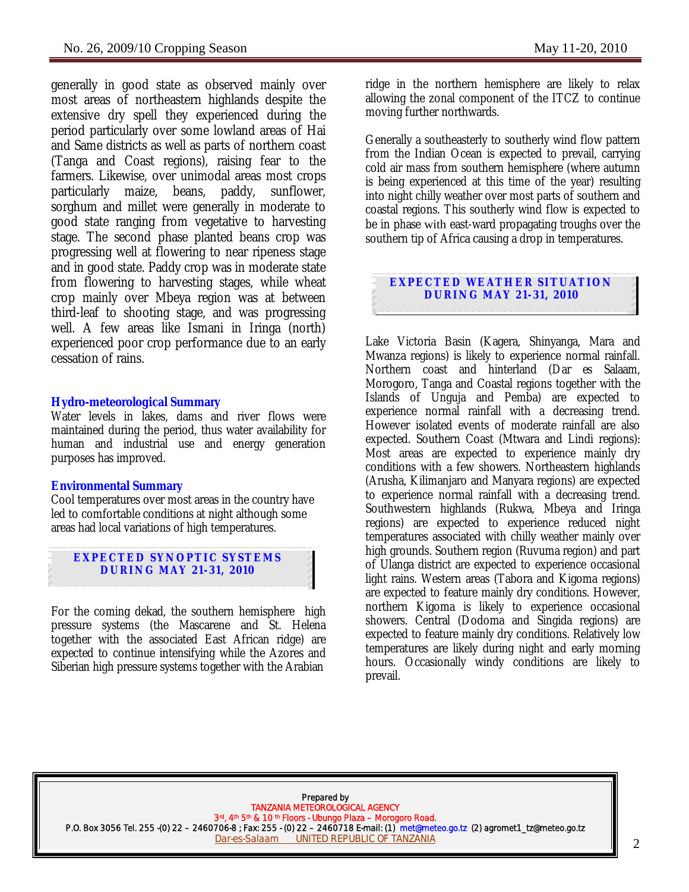generally in good state as observed mainly over most areas of northeastern highlands despite the extensive dry spell they experienced during the period particularly over some lowland areas of Hai and Same districts as well as parts of northern coast (Tanga and Coast regions), raising fear to the farmers. Likewise, over unimodal areas most crops particularly maize, beans, paddy, sunflower, sorghum and millet were generally in moderate to good state ranging from vegetative to harvesting stage. The second phase planted beans crop was progressing well at flowering to near ripeness stage and in good state. Paddy crop was in moderate state from flowering to harvesting stages, while wheat crop mainly over Mbeya region was at between third-leaf to shooting stage, and was progressing well. A few areas like Ismani in Iringa (north) experienced poor crop performance due to an early cessation of rains.

### Hydro-meteorological Summary

Water levels in lakes, dams and river flows were maintained during the period, thus water availability for human and industrial use and energy generation purposes has improved.

### Environmental Summary

Cool temperatures over most areas in the country have led to comfortable conditions at night although some areas had local variations of high temperatures.

## EXPECTED SYNOPTIC SYSTEMS DURING MAY 21-31, 2010

For the coming dekad, the southern hemisphere high pressure systems (the Mascarene and St. Helena together with the associated East African ridge) are expected to continue intensifying while the Azores and Siberian high pressure systems together with the Arabian ridge in the northern hemisphere are likely to relax allowing the zonal component of the ITCZ to continue moving further northwards.

Generally a southeasterly to southerly wind flow pattern from the Indian Ocean is expected to prevail, carrying cold air mass from southern hemisphere (where autumn is being experienced at this time of the year) resulting into night chilly weather over most parts of southern and coastal regions. This southerly wind flow is expected to be in phase with east-ward propagating troughs over the southern tip of Africa causing a drop in temperatures.

## EXPECTED WEATHER SITUATION DURING MAY 21-31, 2010

Lake Victoria Basin (Kagera, Shinyanga, Mara and Mwanza regions) is likely to experience normal rainfall. Northern coast and hinterland (Dar es Salaam, Morogoro, Tanga and Coastal regions together with the Islands of Unguja and Pemba) are expected to experience normal rainfall with a decreasing trend. However isolated events of moderate rainfall are also expected. Southern Coast (Mtwara and Lindi regions): Most areas are expected to experience mainly dry conditions with a few showers. Northeastern highlands (Arusha, Kilimanjaro and Manyara regions) are expected to experience normal rainfall with a decreasing trend. Southwestern highlands (Rukwa, Mbeya and Iringa regions) are expected to experience reduced night temperatures associated with chilly weather mainly over high grounds. Southern region (Ruvuma region) and part of Ulanga district are expected to experience occasional light rains. Western areas (Tabora and Kigoma regions) are expected to feature mainly dry conditions. However, northern Kigoma is likely to experience occasional showers. Central (Dodoma and Singida regions) are expected to feature mainly dry conditions. Relatively low temperatures are likely during night and early morning hours. Occasionally windy conditions are likely to prevail.

Prepared by
TANZANIA METEOROLOGICAL AGENCY
3rd, 4th 5th & 10th Floors - Ubungo Plaza – Morogoro Road.
P.O. Box 3056 Tel. 255 -(0) 22 – 2460706-8 ; Fax: 255 - (0) 22 – 2460718 E-mail: (1) met@meteo.go.tz (2) agromet1_tz@meteo.go.tz
Dar-es-Salaam UNITED REPUBLIC OF TANZANIA